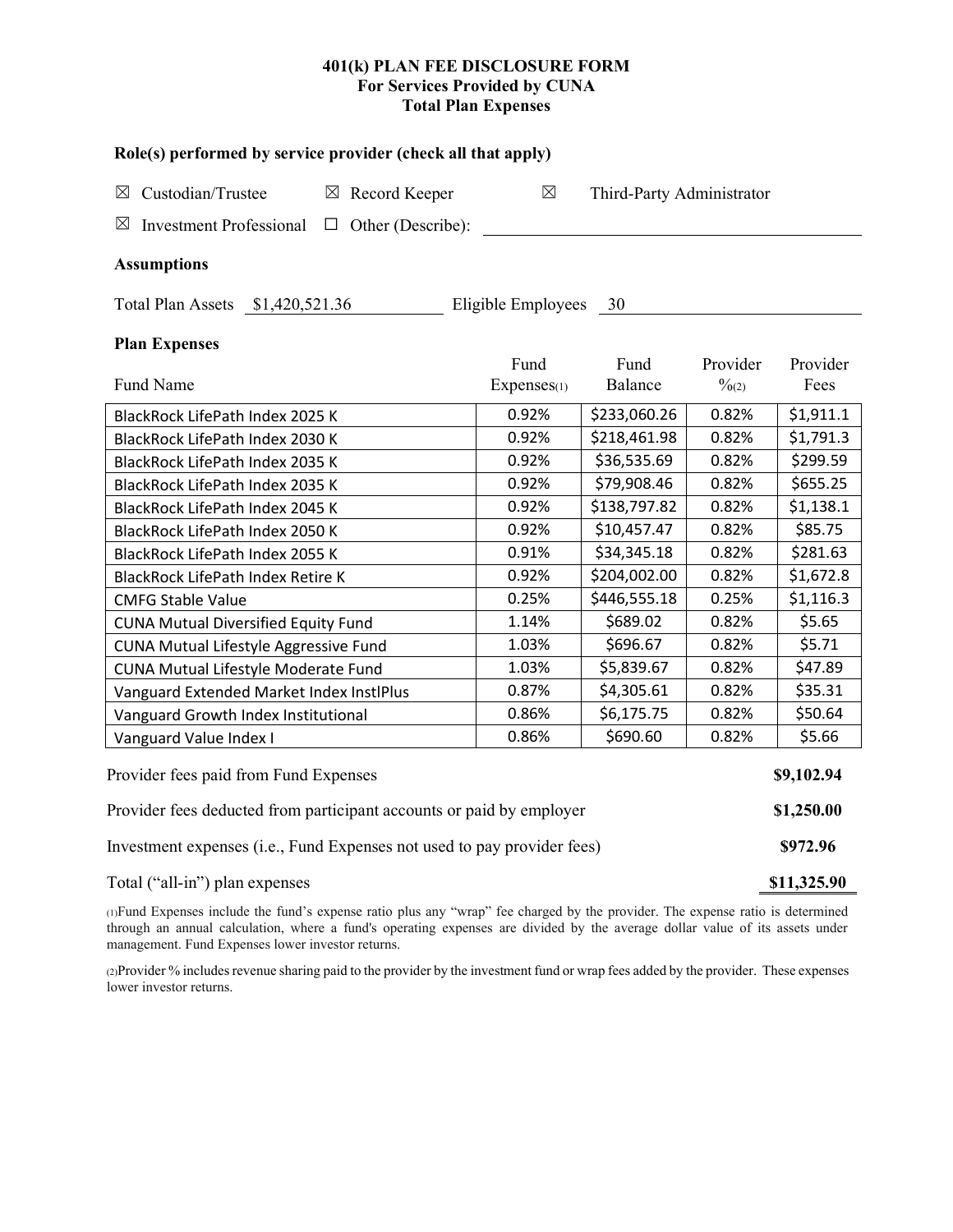**401(k) PLAN FEE DISCLOSURE FORM**
**For Services Provided by CUNA**
**Total Plan Expenses**

**Role(s) performed by service provider (check all that apply)**

☒ Custodian/Trustee ☒ Record Keeper ☒ Third-Party Administrator

☒ Investment Professional ☐ Other (Describe): ______________________

**Assumptions**

Total Plan Assets $1,420,521.36 Eligible Employees 30

**Plan Expenses**

| Fund Name | Fund Expenses(1) | Fund Balance | Provider %(2) | Provider Fees |
|---|---|---|---|---|
| BlackRock LifePath Index 2025 K | 0.92% | $233,060.26 | 0.82% | $1,911.1 |
| BlackRock LifePath Index 2030 K | 0.92% | $218,461.98 | 0.82% | $1,791.3 |
| BlackRock LifePath Index 2035 K | 0.92% | $36,535.69 | 0.82% | $299.59 |
| BlackRock LifePath Index 2035 K | 0.92% | $79,908.46 | 0.82% | $655.25 |
| BlackRock LifePath Index 2045 K | 0.92% | $138,797.82 | 0.82% | $1,138.1 |
| BlackRock LifePath Index 2050 K | 0.92% | $10,457.47 | 0.82% | $85.75 |
| BlackRock LifePath Index 2055 K | 0.91% | $34,345.18 | 0.82% | $281.63 |
| BlackRock LifePath Index Retire K | 0.92% | $204,002.00 | 0.82% | $1,672.8 |
| CMFG Stable Value | 0.25% | $446,555.18 | 0.25% | $1,116.3 |
| CUNA Mutual Diversified Equity Fund | 1.14% | $689.02 | 0.82% | $5.65 |
| CUNA Mutual Lifestyle Aggressive Fund | 1.03% | $696.67 | 0.82% | $5.71 |
| CUNA Mutual Lifestyle Moderate Fund | 1.03% | $5,839.67 | 0.82% | $47.89 |
| Vanguard Extended Market Index InstlPlus | 0.87% | $4,305.61 | 0.82% | $35.31 |
| Vanguard Growth Index Institutional | 0.86% | $6,175.75 | 0.82% | $50.64 |
| Vanguard Value Index I | 0.86% | $690.60 | 0.82% | $5.66 |

| | |
|---|---|
| Provider fees paid from Fund Expenses | **$9,102.94** |
| Provider fees deducted from participant accounts or paid by employer | **$1,250.00** |
| Investment expenses (i.e., Fund Expenses not used to pay provider fees) | **$972.96** |
| Total ("all-in") plan expenses | **$11,325.90** |

(1)Fund Expenses include the fund's expense ratio plus any "wrap" fee charged by the provider. The expense ratio is determined through an annual calculation, where a fund's operating expenses are divided by the average dollar value of its assets under management. Fund Expenses lower investor returns.

(2)Provider % includes revenue sharing paid to the provider by the investment fund or wrap fees added by the provider. These expenses lower investor returns.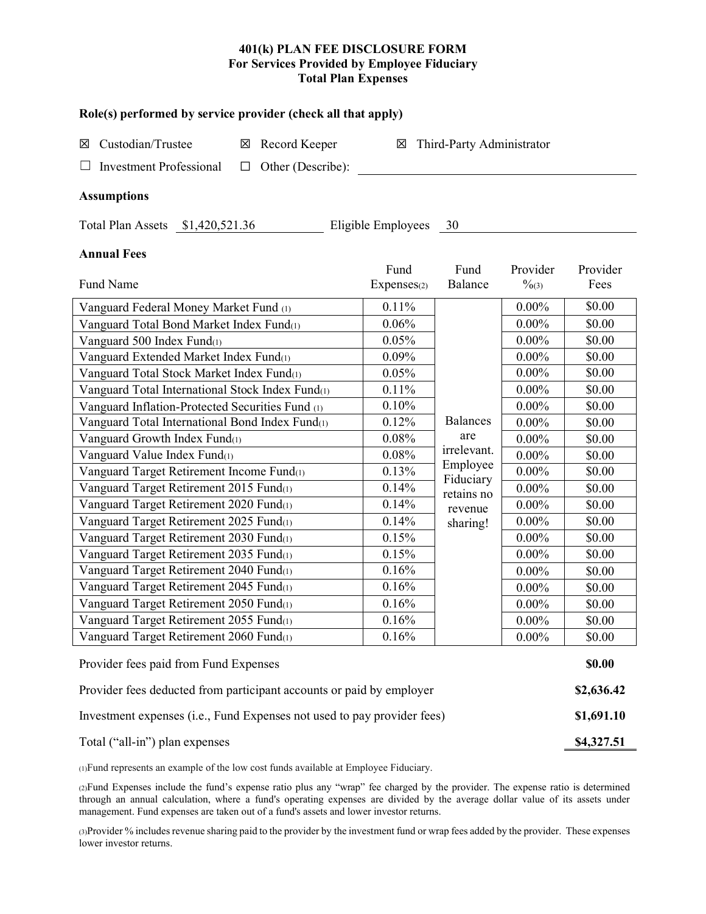**401(k) PLAN FEE DISCLOSURE FORM**
**For Services Provided by Employee Fiduciary**
**Total Plan Expenses**

### Role(s) performed by service provider (check all that apply)

☒ Custodian/Trustee ☒ Record Keeper ☒ Third-Party Administrator

☐ Investment Professional ☐ Other (Describe): ____________________

### Assumptions

Total Plan Assets $1,420,521.36 Eligible Employees 30

### Annual Fees

| Fund Name | Fund Expenses(2) | Fund Balance | Provider %(3) | Provider Fees |
|---|---|---|---|---|
| Vanguard Federal Money Market Fund (1) | 0.11% | Balances are irrelevant. Employee Fiduciary retains no revenue sharing! | 0.00% | $0.00 |
| Vanguard Total Bond Market Index Fund(1) | 0.06% | | 0.00% | $0.00 |
| Vanguard 500 Index Fund(1) | 0.05% | | 0.00% | $0.00 |
| Vanguard Extended Market Index Fund(1) | 0.09% | | 0.00% | $0.00 |
| Vanguard Total Stock Market Index Fund(1) | 0.05% | | 0.00% | $0.00 |
| Vanguard Total International Stock Index Fund(1) | 0.11% | | 0.00% | $0.00 |
| Vanguard Inflation-Protected Securities Fund (1) | 0.10% | | 0.00% | $0.00 |
| Vanguard Total International Bond Index Fund(1) | 0.12% | | 0.00% | $0.00 |
| Vanguard Growth Index Fund(1) | 0.08% | | 0.00% | $0.00 |
| Vanguard Value Index Fund(1) | 0.08% | | 0.00% | $0.00 |
| Vanguard Target Retirement Income Fund(1) | 0.13% | | 0.00% | $0.00 |
| Vanguard Target Retirement 2015 Fund(1) | 0.14% | | 0.00% | $0.00 |
| Vanguard Target Retirement 2020 Fund(1) | 0.14% | | 0.00% | $0.00 |
| Vanguard Target Retirement 2025 Fund(1) | 0.14% | | 0.00% | $0.00 |
| Vanguard Target Retirement 2030 Fund(1) | 0.15% | | 0.00% | $0.00 |
| Vanguard Target Retirement 2035 Fund(1) | 0.15% | | 0.00% | $0.00 |
| Vanguard Target Retirement 2040 Fund(1) | 0.16% | | 0.00% | $0.00 |
| Vanguard Target Retirement 2045 Fund(1) | 0.16% | | 0.00% | $0.00 |
| Vanguard Target Retirement 2050 Fund(1) | 0.16% | | 0.00% | $0.00 |
| Vanguard Target Retirement 2055 Fund(1) | 0.16% | | 0.00% | $0.00 |
| Vanguard Target Retirement 2060 Fund(1) | 0.16% | | 0.00% | $0.00 |

| | |
|---|---|
| Provider fees paid from Fund Expenses | **$0.00** |
| Provider fees deducted from participant accounts or paid by employer | **$2,636.42** |
| Investment expenses (i.e., Fund Expenses not used to pay provider fees) | **$1,691.10** |
| Total ("all-in") plan expenses | **$4,327.51** |

(1)Fund represents an example of the low cost funds available at Employee Fiduciary.

(2)Fund Expenses include the fund's expense ratio plus any "wrap" fee charged by the provider. The expense ratio is determined through an annual calculation, where a fund's operating expenses are divided by the average dollar value of its assets under management. Fund expenses are taken out of a fund's assets and lower investor returns.

(3)Provider % includes revenue sharing paid to the provider by the investment fund or wrap fees added by the provider. These expenses lower investor returns.